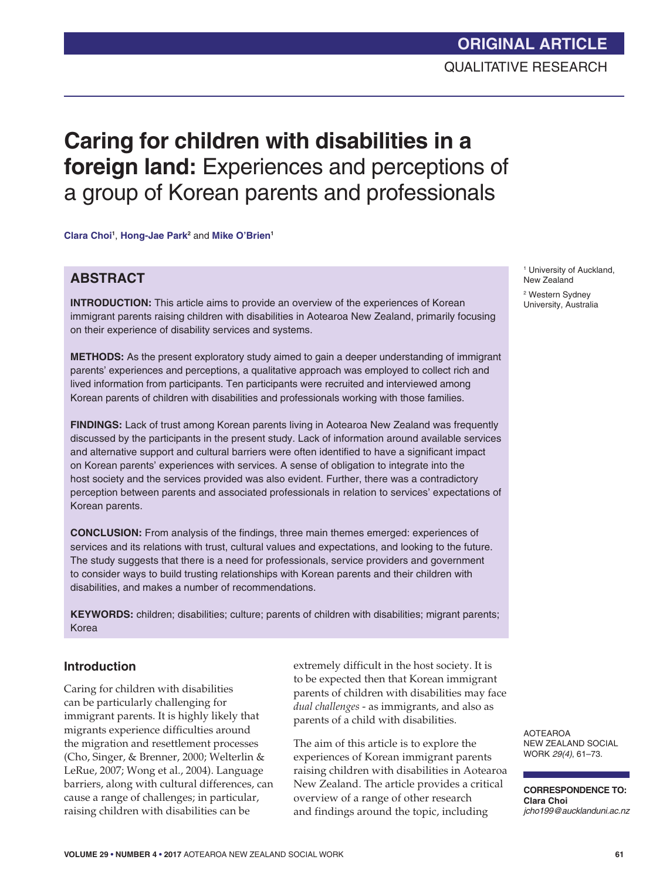ORIGINAL ARTICLE

QUALITATIVE RESEARCH

# Caring for children with disabilities in a foreign land: Experiences and perceptions of a group of Korean parents and professionals

**Clara Choi**[1], **Hong-Jae Park**[2] and **Mike O'Brien**[1]

[1] University of Auckland, New Zealand

[2] Western Sydney University, Australia

## ABSTRACT

**INTRODUCTION:** This article aims to provide an overview of the experiences of Korean immigrant parents raising children with disabilities in Aotearoa New Zealand, primarily focusing on their experience of disability services and systems.

**METHODS:** As the present exploratory study aimed to gain a deeper understanding of immigrant parents' experiences and perceptions, a qualitative approach was employed to collect rich and lived information from participants. Ten participants were recruited and interviewed among Korean parents of children with disabilities and professionals working with those families.

**FINDINGS:** Lack of trust among Korean parents living in Aotearoa New Zealand was frequently discussed by the participants in the present study. Lack of information around available services and alternative support and cultural barriers were often identified to have a significant impact on Korean parents' experiences with services. A sense of obligation to integrate into the host society and the services provided was also evident. Further, there was a contradictory perception between parents and associated professionals in relation to services' expectations of Korean parents.

**CONCLUSION:** From analysis of the findings, three main themes emerged: experiences of services and its relations with trust, cultural values and expectations, and looking to the future. The study suggests that there is a need for professionals, service providers and government to consider ways to build trusting relationships with Korean parents and their children with disabilities, and makes a number of recommendations.

**KEYWORDS:** children; disabilities; culture; parents of children with disabilities; migrant parents; Korea

AOTEAROA NEW ZEALAND SOCIAL WORK *29(4)*, 61–73.

**CORRESPONDENCE TO:**
**Clara Choi**
*jcho199@aucklanduni.ac.nz*

## Introduction

Caring for children with disabilities can be particularly challenging for immigrant parents. It is highly likely that migrants experience difficulties around the migration and resettlement processes (Cho, Singer, & Brenner, 2000; Welterlin & LeRue, 2007; Wong et al., 2004). Language barriers, along with cultural differences, can cause a range of challenges; in particular, raising children with disabilities can be extremely difficult in the host society. It is to be expected then that Korean immigrant parents of children with disabilities may face *dual challenges* - as immigrants, and also as parents of a child with disabilities.

The aim of this article is to explore the experiences of Korean immigrant parents raising children with disabilities in Aotearoa New Zealand. The article provides a critical overview of a range of other research and findings around the topic, including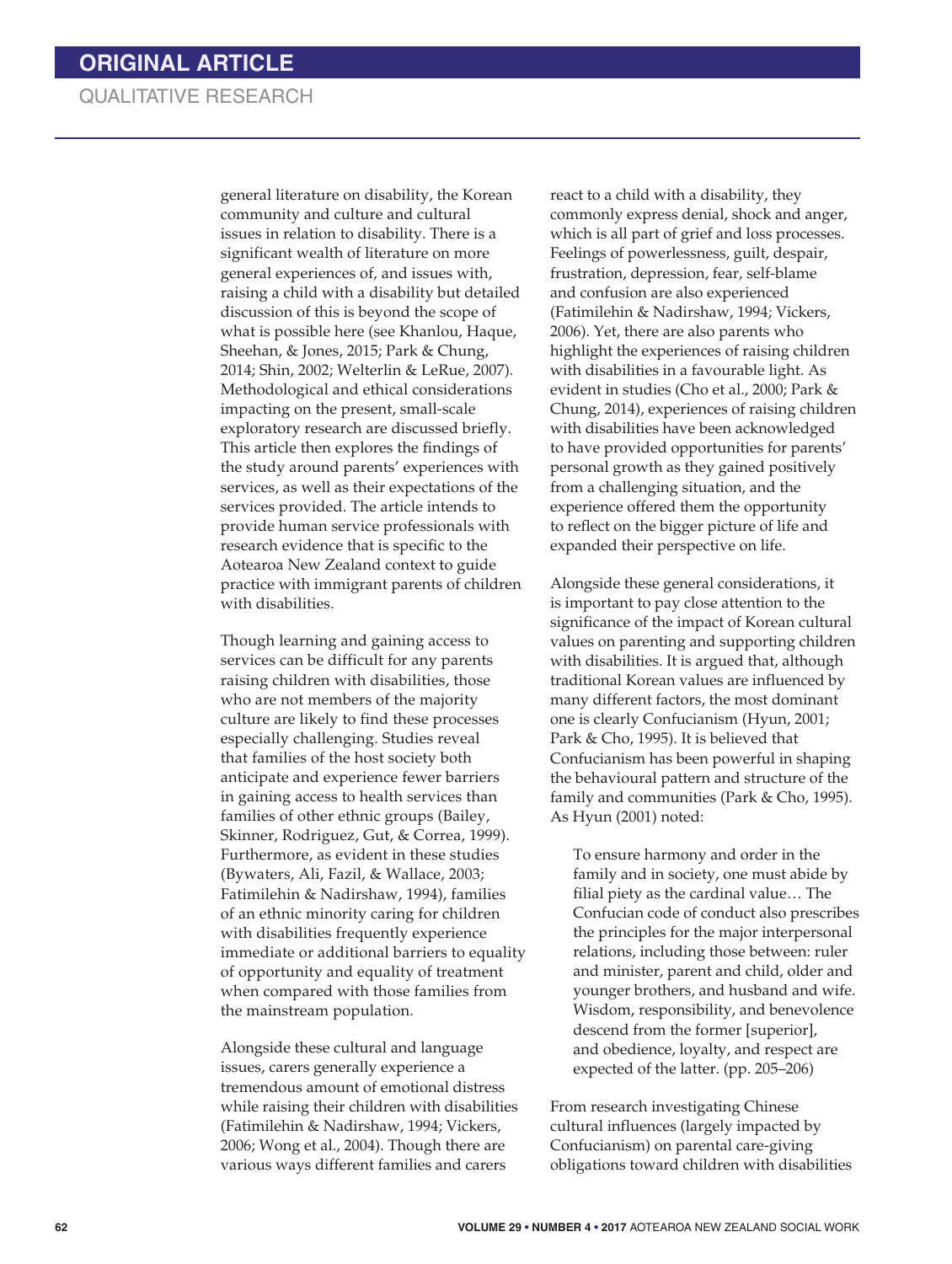general literature on disability, the Korean community and culture and cultural issues in relation to disability. There is a significant wealth of literature on more general experiences of, and issues with, raising a child with a disability but detailed discussion of this is beyond the scope of what is possible here (see Khanlou, Haque, Sheehan, & Jones, 2015; Park & Chung, 2014; Shin, 2002; Welterlin & LeRue, 2007). Methodological and ethical considerations impacting on the present, small-scale exploratory research are discussed briefly. This article then explores the findings of the study around parents' experiences with services, as well as their expectations of the services provided. The article intends to provide human service professionals with research evidence that is specific to the Aotearoa New Zealand context to guide practice with immigrant parents of children with disabilities.

Though learning and gaining access to services can be difficult for any parents raising children with disabilities, those who are not members of the majority culture are likely to find these processes especially challenging. Studies reveal that families of the host society both anticipate and experience fewer barriers in gaining access to health services than families of other ethnic groups (Bailey, Skinner, Rodriguez, Gut, & Correa, 1999). Furthermore, as evident in these studies (Bywaters, Ali, Fazil, & Wallace, 2003; Fatimilehin & Nadirshaw, 1994), families of an ethnic minority caring for children with disabilities frequently experience immediate or additional barriers to equality of opportunity and equality of treatment when compared with those families from the mainstream population.

Alongside these cultural and language issues, carers generally experience a tremendous amount of emotional distress while raising their children with disabilities (Fatimilehin & Nadirshaw, 1994; Vickers, 2006; Wong et al., 2004). Though there are various ways different families and carers react to a child with a disability, they commonly express denial, shock and anger, which is all part of grief and loss processes. Feelings of powerlessness, guilt, despair, frustration, depression, fear, self-blame and confusion are also experienced (Fatimilehin & Nadirshaw, 1994; Vickers, 2006). Yet, there are also parents who highlight the experiences of raising children with disabilities in a favourable light. As evident in studies (Cho et al., 2000; Park & Chung, 2014), experiences of raising children with disabilities have been acknowledged to have provided opportunities for parents' personal growth as they gained positively from a challenging situation, and the experience offered them the opportunity to reflect on the bigger picture of life and expanded their perspective on life.

Alongside these general considerations, it is important to pay close attention to the significance of the impact of Korean cultural values on parenting and supporting children with disabilities. It is argued that, although traditional Korean values are influenced by many different factors, the most dominant one is clearly Confucianism (Hyun, 2001; Park & Cho, 1995). It is believed that Confucianism has been powerful in shaping the behavioural pattern and structure of the family and communities (Park & Cho, 1995). As Hyun (2001) noted:

> To ensure harmony and order in the family and in society, one must abide by filial piety as the cardinal value… The Confucian code of conduct also prescribes the principles for the major interpersonal relations, including those between: ruler and minister, parent and child, older and younger brothers, and husband and wife. Wisdom, responsibility, and benevolence descend from the former [superior], and obedience, loyalty, and respect are expected of the latter. (pp. 205–206)

From research investigating Chinese cultural influences (largely impacted by Confucianism) on parental care-giving obligations toward children with disabilities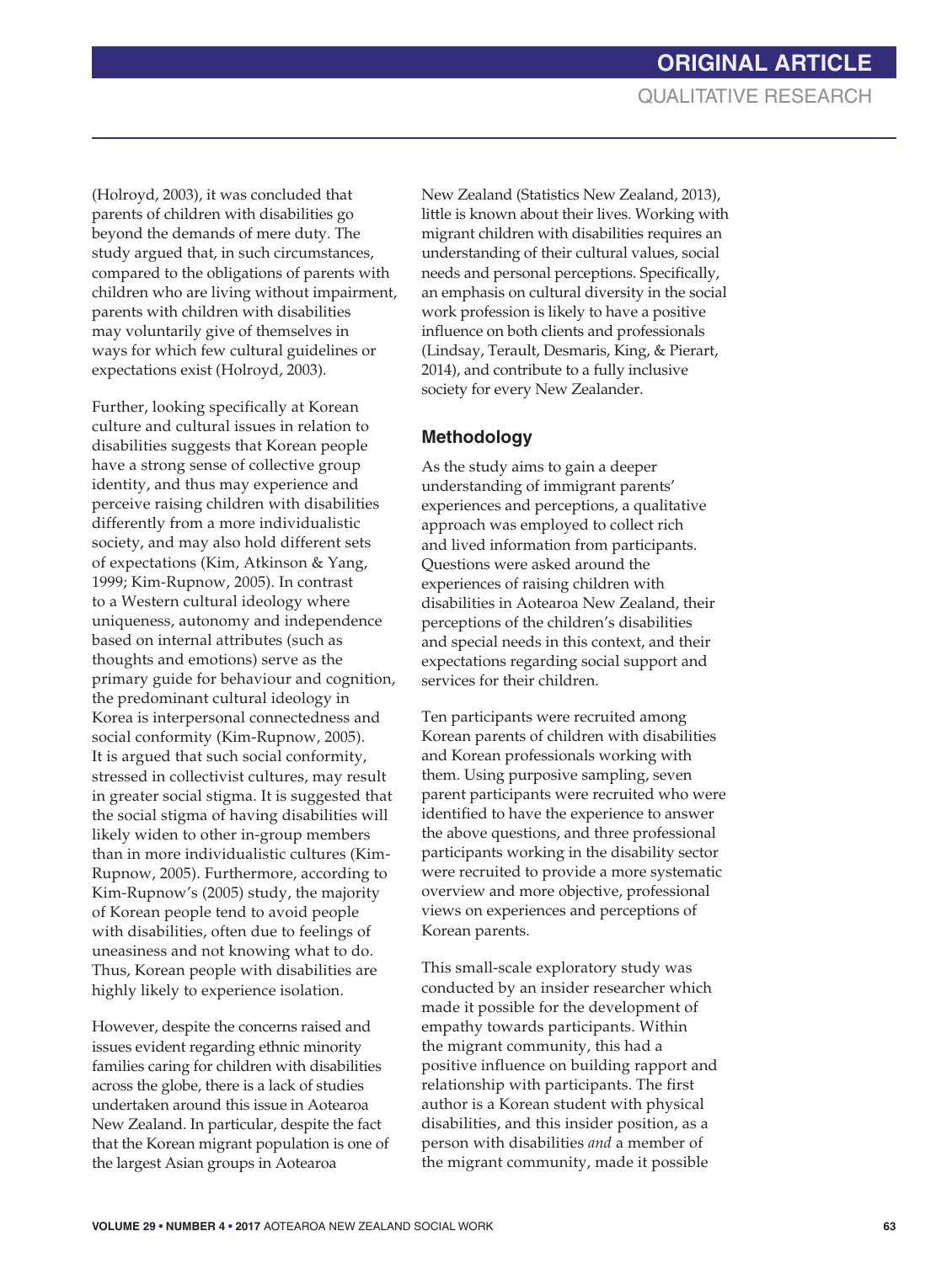(Holroyd, 2003), it was concluded that parents of children with disabilities go beyond the demands of mere duty. The study argued that, in such circumstances, compared to the obligations of parents with children who are living without impairment, parents with children with disabilities may voluntarily give of themselves in ways for which few cultural guidelines or expectations exist (Holroyd, 2003).

Further, looking specifically at Korean culture and cultural issues in relation to disabilities suggests that Korean people have a strong sense of collective group identity, and thus may experience and perceive raising children with disabilities differently from a more individualistic society, and may also hold different sets of expectations (Kim, Atkinson & Yang, 1999; Kim-Rupnow, 2005). In contrast to a Western cultural ideology where uniqueness, autonomy and independence based on internal attributes (such as thoughts and emotions) serve as the primary guide for behaviour and cognition, the predominant cultural ideology in Korea is interpersonal connectedness and social conformity (Kim-Rupnow, 2005). It is argued that such social conformity, stressed in collectivist cultures, may result in greater social stigma. It is suggested that the social stigma of having disabilities will likely widen to other in-group members than in more individualistic cultures (Kim-Rupnow, 2005). Furthermore, according to Kim-Rupnow's (2005) study, the majority of Korean people tend to avoid people with disabilities, often due to feelings of uneasiness and not knowing what to do. Thus, Korean people with disabilities are highly likely to experience isolation.

However, despite the concerns raised and issues evident regarding ethnic minority families caring for children with disabilities across the globe, there is a lack of studies undertaken around this issue in Aotearoa New Zealand. In particular, despite the fact that the Korean migrant population is one of the largest Asian groups in Aotearoa New Zealand (Statistics New Zealand, 2013), little is known about their lives. Working with migrant children with disabilities requires an understanding of their cultural values, social needs and personal perceptions. Specifically, an emphasis on cultural diversity in the social work profession is likely to have a positive influence on both clients and professionals (Lindsay, Terault, Desmaris, King, & Pierart, 2014), and contribute to a fully inclusive society for every New Zealander.

## Methodology

As the study aims to gain a deeper understanding of immigrant parents' experiences and perceptions, a qualitative approach was employed to collect rich and lived information from participants. Questions were asked around the experiences of raising children with disabilities in Aotearoa New Zealand, their perceptions of the children's disabilities and special needs in this context, and their expectations regarding social support and services for their children.

Ten participants were recruited among Korean parents of children with disabilities and Korean professionals working with them. Using purposive sampling, seven parent participants were recruited who were identified to have the experience to answer the above questions, and three professional participants working in the disability sector were recruited to provide a more systematic overview and more objective, professional views on experiences and perceptions of Korean parents.

This small-scale exploratory study was conducted by an insider researcher which made it possible for the development of empathy towards participants. Within the migrant community, this had a positive influence on building rapport and relationship with participants. The first author is a Korean student with physical disabilities, and this insider position, as a person with disabilities *and* a member of the migrant community, made it possible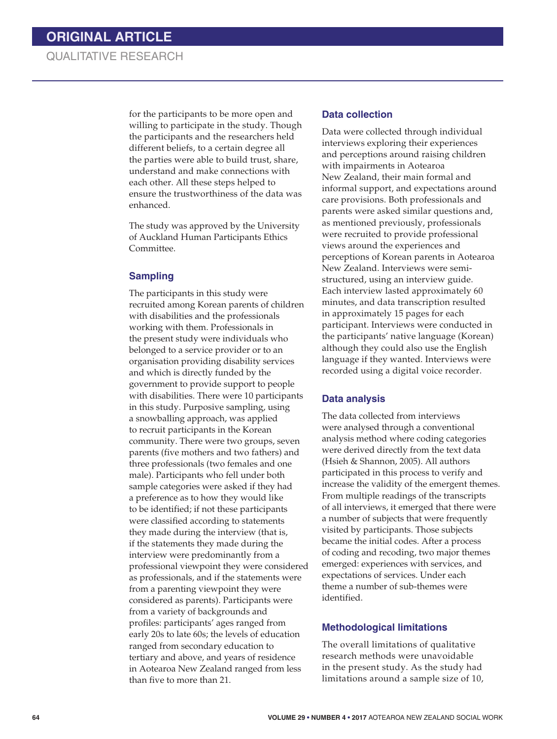for the participants to be more open and willing to participate in the study. Though the participants and the researchers held different beliefs, to a certain degree all the parties were able to build trust, share, understand and make connections with each other. All these steps helped to ensure the trustworthiness of the data was enhanced.

The study was approved by the University of Auckland Human Participants Ethics Committee.

## Sampling

The participants in this study were recruited among Korean parents of children with disabilities and the professionals working with them. Professionals in the present study were individuals who belonged to a service provider or to an organisation providing disability services and which is directly funded by the government to provide support to people with disabilities. There were 10 participants in this study. Purposive sampling, using a snowballing approach, was applied to recruit participants in the Korean community. There were two groups, seven parents (five mothers and two fathers) and three professionals (two females and one male). Participants who fell under both sample categories were asked if they had a preference as to how they would like to be identified; if not these participants were classified according to statements they made during the interview (that is, if the statements they made during the interview were predominantly from a professional viewpoint they were considered as professionals, and if the statements were from a parenting viewpoint they were considered as parents). Participants were from a variety of backgrounds and profiles: participants' ages ranged from early 20s to late 60s; the levels of education ranged from secondary education to tertiary and above, and years of residence in Aotearoa New Zealand ranged from less than five to more than 21.

## Data collection

Data were collected through individual interviews exploring their experiences and perceptions around raising children with impairments in Aotearoa New Zealand, their main formal and informal support, and expectations around care provisions. Both professionals and parents were asked similar questions and, as mentioned previously, professionals were recruited to provide professional views around the experiences and perceptions of Korean parents in Aotearoa New Zealand. Interviews were semi-structured, using an interview guide. Each interview lasted approximately 60 minutes, and data transcription resulted in approximately 15 pages for each participant. Interviews were conducted in the participants' native language (Korean) although they could also use the English language if they wanted. Interviews were recorded using a digital voice recorder.

## Data analysis

The data collected from interviews were analysed through a conventional analysis method where coding categories were derived directly from the text data (Hsieh & Shannon, 2005). All authors participated in this process to verify and increase the validity of the emergent themes. From multiple readings of the transcripts of all interviews, it emerged that there were a number of subjects that were frequently visited by participants. Those subjects became the initial codes. After a process of coding and recoding, two major themes emerged: experiences with services, and expectations of services. Under each theme a number of sub-themes were identified.

## Methodological limitations

The overall limitations of qualitative research methods were unavoidable in the present study. As the study had limitations around a sample size of 10,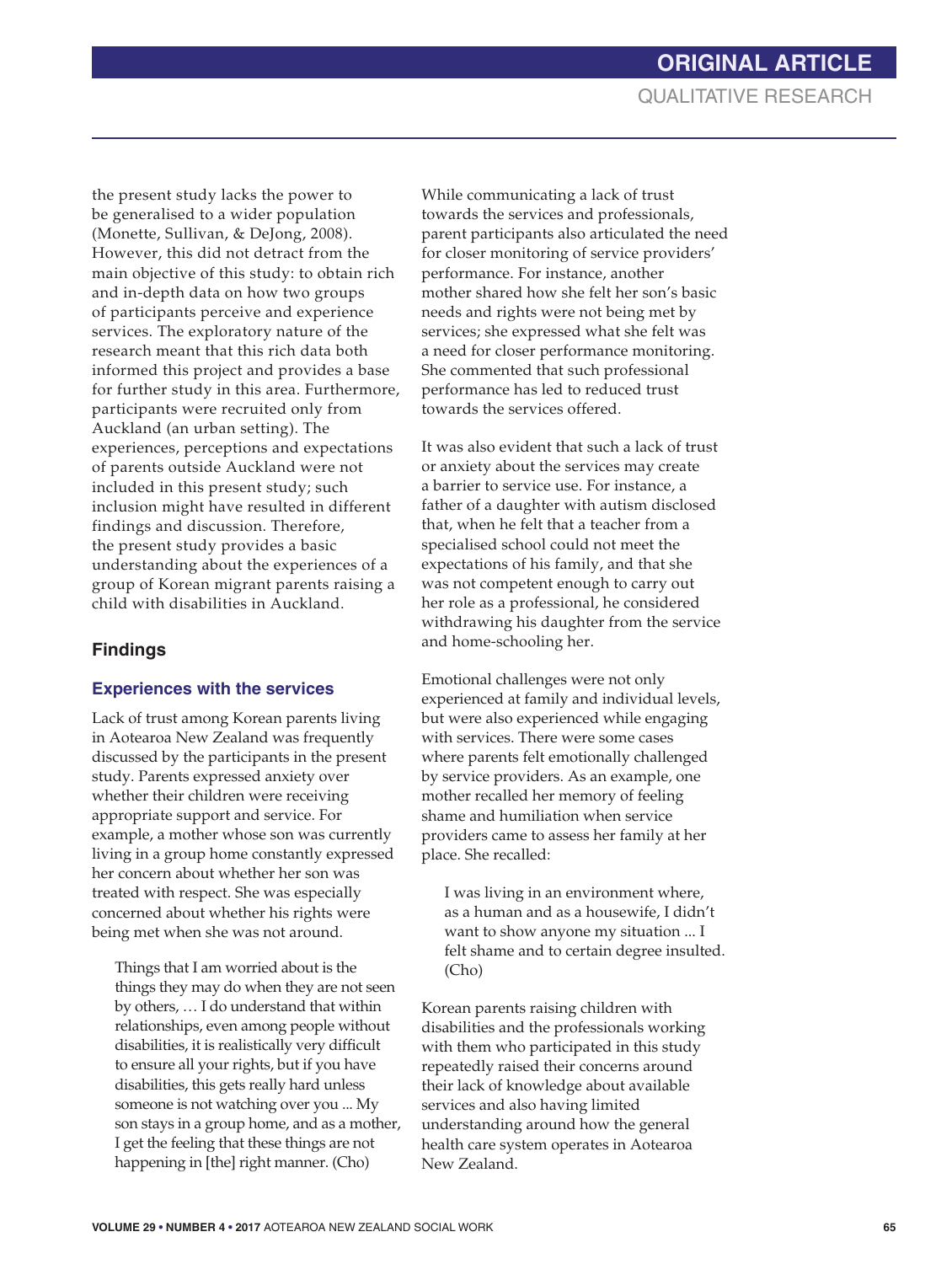the present study lacks the power to be generalised to a wider population (Monette, Sullivan, & DeJong, 2008). However, this did not detract from the main objective of this study: to obtain rich and in-depth data on how two groups of participants perceive and experience services. The exploratory nature of the research meant that this rich data both informed this project and provides a base for further study in this area. Furthermore, participants were recruited only from Auckland (an urban setting). The experiences, perceptions and expectations of parents outside Auckland were not included in this present study; such inclusion might have resulted in different findings and discussion. Therefore, the present study provides a basic understanding about the experiences of a group of Korean migrant parents raising a child with disabilities in Auckland.

## Findings

### Experiences with the services

Lack of trust among Korean parents living in Aotearoa New Zealand was frequently discussed by the participants in the present study. Parents expressed anxiety over whether their children were receiving appropriate support and service. For example, a mother whose son was currently living in a group home constantly expressed her concern about whether her son was treated with respect. She was especially concerned about whether his rights were being met when she was not around.

> Things that I am worried about is the things they may do when they are not seen by others, … I do understand that within relationships, even among people without disabilities, it is realistically very difficult to ensure all your rights, but if you have disabilities, this gets really hard unless someone is not watching over you ... My son stays in a group home, and as a mother, I get the feeling that these things are not happening in [the] right manner. (Cho)

While communicating a lack of trust towards the services and professionals, parent participants also articulated the need for closer monitoring of service providers' performance. For instance, another mother shared how she felt her son's basic needs and rights were not being met by services; she expressed what she felt was a need for closer performance monitoring. She commented that such professional performance has led to reduced trust towards the services offered.

It was also evident that such a lack of trust or anxiety about the services may create a barrier to service use. For instance, a father of a daughter with autism disclosed that, when he felt that a teacher from a specialised school could not meet the expectations of his family, and that she was not competent enough to carry out her role as a professional, he considered withdrawing his daughter from the service and home-schooling her.

Emotional challenges were not only experienced at family and individual levels, but were also experienced while engaging with services. There were some cases where parents felt emotionally challenged by service providers. As an example, one mother recalled her memory of feeling shame and humiliation when service providers came to assess her family at her place. She recalled:

> I was living in an environment where, as a human and as a housewife, I didn't want to show anyone my situation ... I felt shame and to certain degree insulted. (Cho)

Korean parents raising children with disabilities and the professionals working with them who participated in this study repeatedly raised their concerns around their lack of knowledge about available services and also having limited understanding around how the general health care system operates in Aotearoa New Zealand.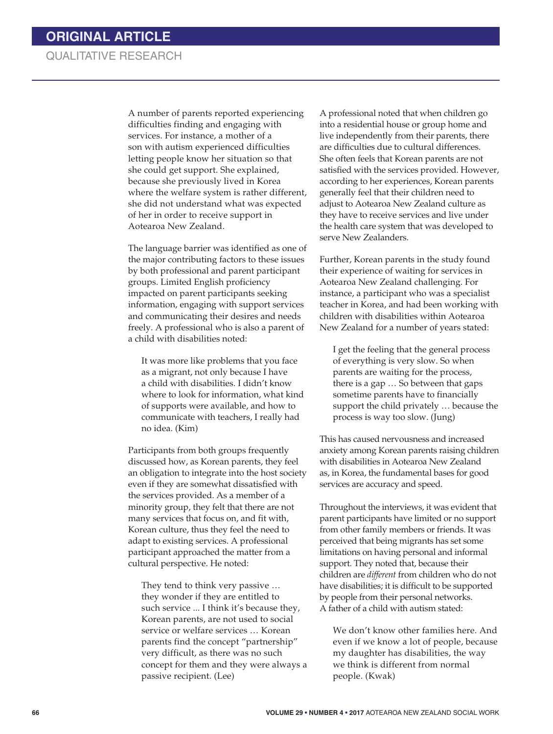A number of parents reported experiencing difficulties finding and engaging with services. For instance, a mother of a son with autism experienced difficulties letting people know her situation so that she could get support. She explained, because she previously lived in Korea where the welfare system is rather different, she did not understand what was expected of her in order to receive support in Aotearoa New Zealand.

The language barrier was identified as one of the major contributing factors to these issues by both professional and parent participant groups. Limited English proficiency impacted on parent participants seeking information, engaging with support services and communicating their desires and needs freely. A professional who is also a parent of a child with disabilities noted:

> It was more like problems that you face as a migrant, not only because I have a child with disabilities. I didn't know where to look for information, what kind of supports were available, and how to communicate with teachers, I really had no idea. (Kim)

Participants from both groups frequently discussed how, as Korean parents, they feel an obligation to integrate into the host society even if they are somewhat dissatisfied with the services provided. As a member of a minority group, they felt that there are not many services that focus on, and fit with, Korean culture, thus they feel the need to adapt to existing services. A professional participant approached the matter from a cultural perspective. He noted:

> They tend to think very passive … they wonder if they are entitled to such service ... I think it's because they, Korean parents, are not used to social service or welfare services … Korean parents find the concept "partnership" very difficult, as there was no such concept for them and they were always a passive recipient. (Lee)

A professional noted that when children go into a residential house or group home and live independently from their parents, there are difficulties due to cultural differences. She often feels that Korean parents are not satisfied with the services provided. However, according to her experiences, Korean parents generally feel that their children need to adjust to Aotearoa New Zealand culture as they have to receive services and live under the health care system that was developed to serve New Zealanders.

Further, Korean parents in the study found their experience of waiting for services in Aotearoa New Zealand challenging. For instance, a participant who was a specialist teacher in Korea, and had been working with children with disabilities within Aotearoa New Zealand for a number of years stated:

> I get the feeling that the general process of everything is very slow. So when parents are waiting for the process, there is a gap … So between that gaps sometime parents have to financially support the child privately … because the process is way too slow. (Jung)

This has caused nervousness and increased anxiety among Korean parents raising children with disabilities in Aotearoa New Zealand as, in Korea, the fundamental bases for good services are accuracy and speed.

Throughout the interviews, it was evident that parent participants have limited or no support from other family members or friends. It was perceived that being migrants has set some limitations on having personal and informal support. They noted that, because their children are *different* from children who do not have disabilities; it is difficult to be supported by people from their personal networks. A father of a child with autism stated:

> We don't know other families here. And even if we know a lot of people, because my daughter has disabilities, the way we think is different from normal people. (Kwak)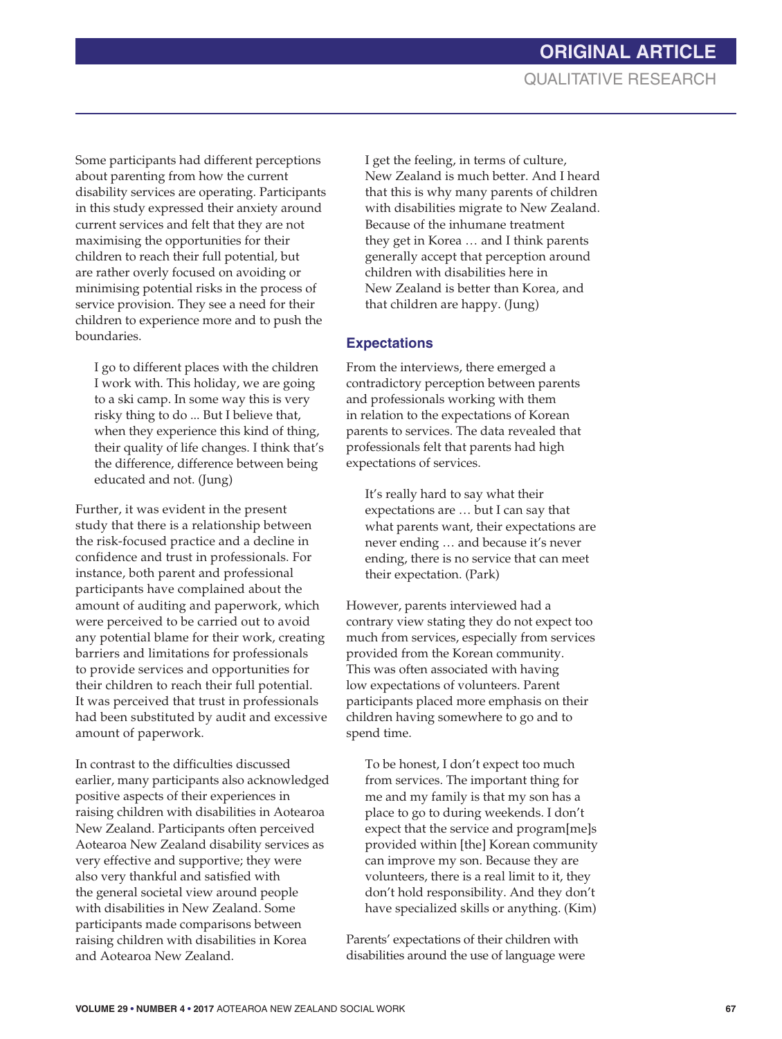Some participants had different perceptions about parenting from how the current disability services are operating. Participants in this study expressed their anxiety around current services and felt that they are not maximising the opportunities for their children to reach their full potential, but are rather overly focused on avoiding or minimising potential risks in the process of service provision. They see a need for their children to experience more and to push the boundaries.

> I go to different places with the children I work with. This holiday, we are going to a ski camp. In some way this is very risky thing to do ... But I believe that, when they experience this kind of thing, their quality of life changes. I think that's the difference, difference between being educated and not. (Jung)

Further, it was evident in the present study that there is a relationship between the risk-focused practice and a decline in confidence and trust in professionals. For instance, both parent and professional participants have complained about the amount of auditing and paperwork, which were perceived to be carried out to avoid any potential blame for their work, creating barriers and limitations for professionals to provide services and opportunities for their children to reach their full potential. It was perceived that trust in professionals had been substituted by audit and excessive amount of paperwork.

In contrast to the difficulties discussed earlier, many participants also acknowledged positive aspects of their experiences in raising children with disabilities in Aotearoa New Zealand. Participants often perceived Aotearoa New Zealand disability services as very effective and supportive; they were also very thankful and satisfied with the general societal view around people with disabilities in New Zealand. Some participants made comparisons between raising children with disabilities in Korea and Aotearoa New Zealand.

> I get the feeling, in terms of culture, New Zealand is much better. And I heard that this is why many parents of children with disabilities migrate to New Zealand. Because of the inhumane treatment they get in Korea … and I think parents generally accept that perception around children with disabilities here in New Zealand is better than Korea, and that children are happy. (Jung)

### Expectations

From the interviews, there emerged a contradictory perception between parents and professionals working with them in relation to the expectations of Korean parents to services. The data revealed that professionals felt that parents had high expectations of services.

> It's really hard to say what their expectations are … but I can say that what parents want, their expectations are never ending … and because it's never ending, there is no service that can meet their expectation. (Park)

However, parents interviewed had a contrary view stating they do not expect too much from services, especially from services provided from the Korean community. This was often associated with having low expectations of volunteers. Parent participants placed more emphasis on their children having somewhere to go and to spend time.

> To be honest, I don't expect too much from services. The important thing for me and my family is that my son has a place to go to during weekends. I don't expect that the service and program[me]s provided within [the] Korean community can improve my son. Because they are volunteers, there is a real limit to it, they don't hold responsibility. And they don't have specialized skills or anything. (Kim)

Parents' expectations of their children with disabilities around the use of language were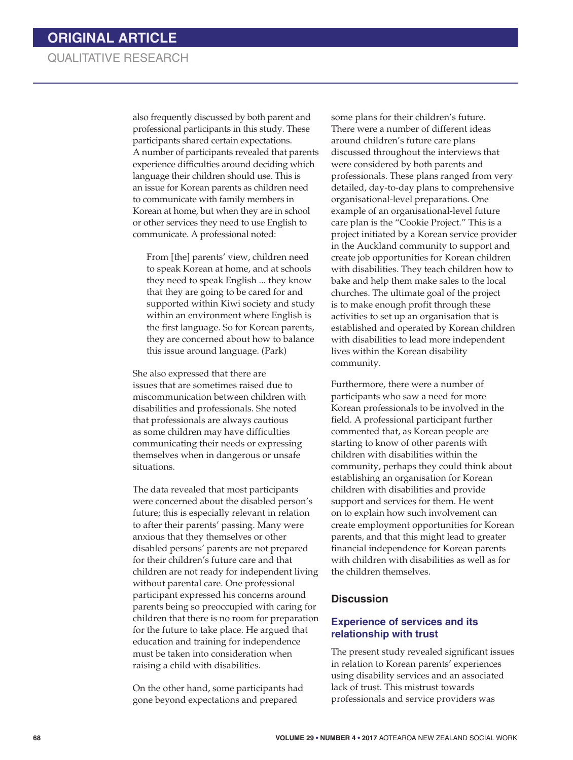also frequently discussed by both parent and professional participants in this study. These participants shared certain expectations. A number of participants revealed that parents experience difficulties around deciding which language their children should use. This is an issue for Korean parents as children need to communicate with family members in Korean at home, but when they are in school or other services they need to use English to communicate. A professional noted:

> From [the] parents' view, children need to speak Korean at home, and at schools they need to speak English ... they know that they are going to be cared for and supported within Kiwi society and study within an environment where English is the first language. So for Korean parents, they are concerned about how to balance this issue around language. (Park)

She also expressed that there are issues that are sometimes raised due to miscommunication between children with disabilities and professionals. She noted that professionals are always cautious as some children may have difficulties communicating their needs or expressing themselves when in dangerous or unsafe situations.

The data revealed that most participants were concerned about the disabled person's future; this is especially relevant in relation to after their parents' passing. Many were anxious that they themselves or other disabled persons' parents are not prepared for their children's future care and that children are not ready for independent living without parental care. One professional participant expressed his concerns around parents being so preoccupied with caring for children that there is no room for preparation for the future to take place. He argued that education and training for independence must be taken into consideration when raising a child with disabilities.

On the other hand, some participants had gone beyond expectations and prepared some plans for their children's future. There were a number of different ideas around children's future care plans discussed throughout the interviews that were considered by both parents and professionals. These plans ranged from very detailed, day-to-day plans to comprehensive organisational-level preparations. One example of an organisational-level future care plan is the "Cookie Project." This is a project initiated by a Korean service provider in the Auckland community to support and create job opportunities for Korean children with disabilities. They teach children how to bake and help them make sales to the local churches. The ultimate goal of the project is to make enough profit through these activities to set up an organisation that is established and operated by Korean children with disabilities to lead more independent lives within the Korean disability community.

Furthermore, there were a number of participants who saw a need for more Korean professionals to be involved in the field. A professional participant further commented that, as Korean people are starting to know of other parents with children with disabilities within the community, perhaps they could think about establishing an organisation for Korean children with disabilities and provide support and services for them. He went on to explain how such involvement can create employment opportunities for Korean parents, and that this might lead to greater financial independence for Korean parents with children with disabilities as well as for the children themselves.

## Discussion

### Experience of services and its relationship with trust

The present study revealed significant issues in relation to Korean parents' experiences using disability services and an associated lack of trust. This mistrust towards professionals and service providers was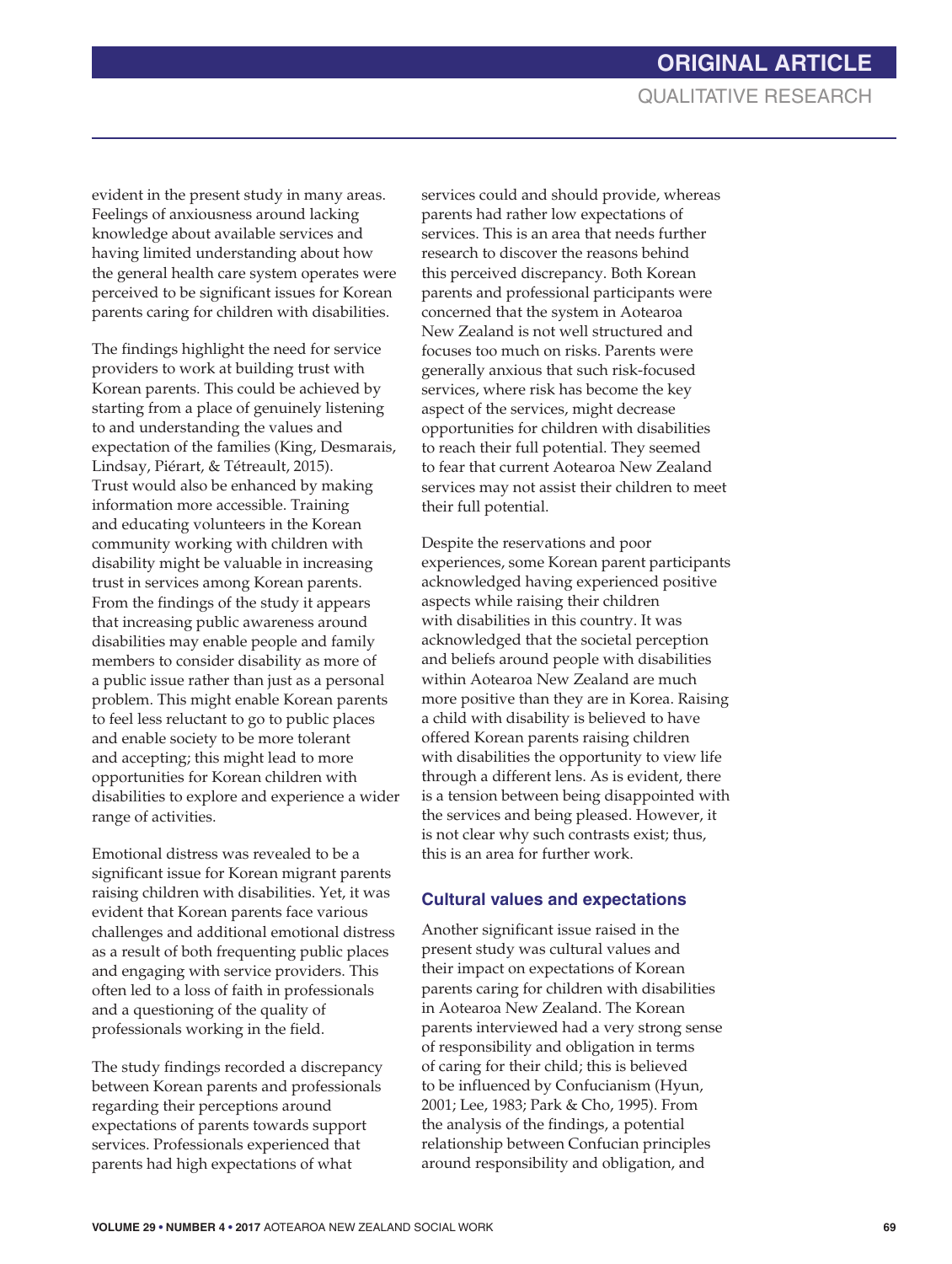evident in the present study in many areas. Feelings of anxiousness around lacking knowledge about available services and having limited understanding about how the general health care system operates were perceived to be significant issues for Korean parents caring for children with disabilities.

The findings highlight the need for service providers to work at building trust with Korean parents. This could be achieved by starting from a place of genuinely listening to and understanding the values and expectation of the families (King, Desmarais, Lindsay, Piérart, & Tétreault, 2015). Trust would also be enhanced by making information more accessible. Training and educating volunteers in the Korean community working with children with disability might be valuable in increasing trust in services among Korean parents. From the findings of the study it appears that increasing public awareness around disabilities may enable people and family members to consider disability as more of a public issue rather than just as a personal problem. This might enable Korean parents to feel less reluctant to go to public places and enable society to be more tolerant and accepting; this might lead to more opportunities for Korean children with disabilities to explore and experience a wider range of activities.

Emotional distress was revealed to be a significant issue for Korean migrant parents raising children with disabilities. Yet, it was evident that Korean parents face various challenges and additional emotional distress as a result of both frequenting public places and engaging with service providers. This often led to a loss of faith in professionals and a questioning of the quality of professionals working in the field.

The study findings recorded a discrepancy between Korean parents and professionals regarding their perceptions around expectations of parents towards support services. Professionals experienced that parents had high expectations of what services could and should provide, whereas parents had rather low expectations of services. This is an area that needs further research to discover the reasons behind this perceived discrepancy. Both Korean parents and professional participants were concerned that the system in Aotearoa New Zealand is not well structured and focuses too much on risks. Parents were generally anxious that such risk-focused services, where risk has become the key aspect of the services, might decrease opportunities for children with disabilities to reach their full potential. They seemed to fear that current Aotearoa New Zealand services may not assist their children to meet their full potential.

Despite the reservations and poor experiences, some Korean parent participants acknowledged having experienced positive aspects while raising their children with disabilities in this country. It was acknowledged that the societal perception and beliefs around people with disabilities within Aotearoa New Zealand are much more positive than they are in Korea. Raising a child with disability is believed to have offered Korean parents raising children with disabilities the opportunity to view life through a different lens. As is evident, there is a tension between being disappointed with the services and being pleased. However, it is not clear why such contrasts exist; thus, this is an area for further work.

### Cultural values and expectations

Another significant issue raised in the present study was cultural values and their impact on expectations of Korean parents caring for children with disabilities in Aotearoa New Zealand. The Korean parents interviewed had a very strong sense of responsibility and obligation in terms of caring for their child; this is believed to be influenced by Confucianism (Hyun, 2001; Lee, 1983; Park & Cho, 1995). From the analysis of the findings, a potential relationship between Confucian principles around responsibility and obligation, and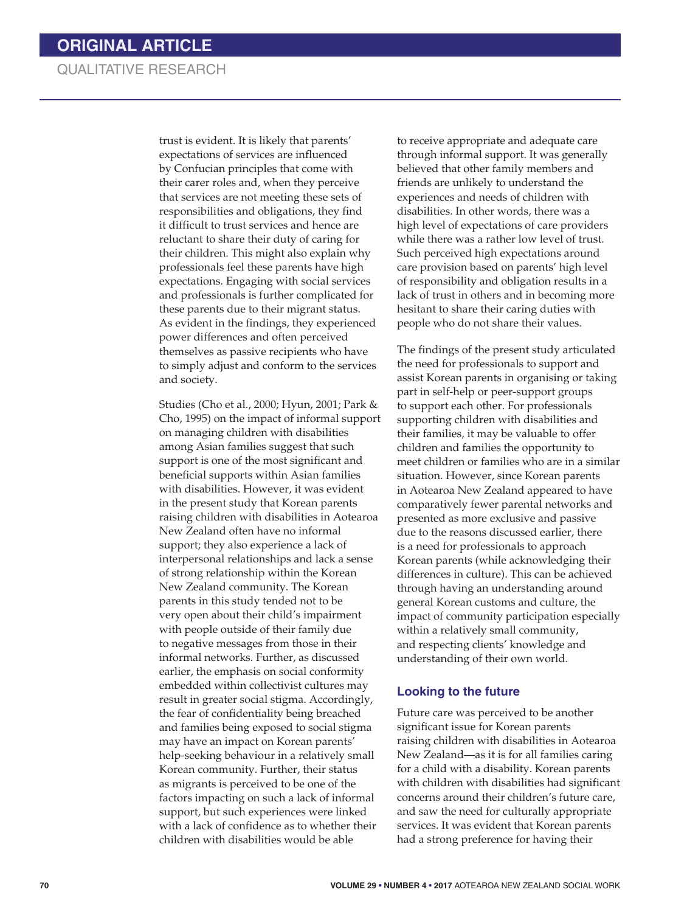trust is evident. It is likely that parents' expectations of services are influenced by Confucian principles that come with their carer roles and, when they perceive that services are not meeting these sets of responsibilities and obligations, they find it difficult to trust services and hence are reluctant to share their duty of caring for their children. This might also explain why professionals feel these parents have high expectations. Engaging with social services and professionals is further complicated for these parents due to their migrant status. As evident in the findings, they experienced power differences and often perceived themselves as passive recipients who have to simply adjust and conform to the services and society.

Studies (Cho et al., 2000; Hyun, 2001; Park & Cho, 1995) on the impact of informal support on managing children with disabilities among Asian families suggest that such support is one of the most significant and beneficial supports within Asian families with disabilities. However, it was evident in the present study that Korean parents raising children with disabilities in Aotearoa New Zealand often have no informal support; they also experience a lack of interpersonal relationships and lack a sense of strong relationship within the Korean New Zealand community. The Korean parents in this study tended not to be very open about their child's impairment with people outside of their family due to negative messages from those in their informal networks. Further, as discussed earlier, the emphasis on social conformity embedded within collectivist cultures may result in greater social stigma. Accordingly, the fear of confidentiality being breached and families being exposed to social stigma may have an impact on Korean parents' help-seeking behaviour in a relatively small Korean community. Further, their status as migrants is perceived to be one of the factors impacting on such a lack of informal support, but such experiences were linked with a lack of confidence as to whether their children with disabilities would be able to receive appropriate and adequate care through informal support. It was generally believed that other family members and friends are unlikely to understand the experiences and needs of children with disabilities. In other words, there was a high level of expectations of care providers while there was a rather low level of trust. Such perceived high expectations around care provision based on parents' high level of responsibility and obligation results in a lack of trust in others and in becoming more hesitant to share their caring duties with people who do not share their values.

The findings of the present study articulated the need for professionals to support and assist Korean parents in organising or taking part in self-help or peer-support groups to support each other. For professionals supporting children with disabilities and their families, it may be valuable to offer children and families the opportunity to meet children or families who are in a similar situation. However, since Korean parents in Aotearoa New Zealand appeared to have comparatively fewer parental networks and presented as more exclusive and passive due to the reasons discussed earlier, there is a need for professionals to approach Korean parents (while acknowledging their differences in culture). This can be achieved through having an understanding around general Korean customs and culture, the impact of community participation especially within a relatively small community, and respecting clients' knowledge and understanding of their own world.

### Looking to the future

Future care was perceived to be another significant issue for Korean parents raising children with disabilities in Aotearoa New Zealand—as it is for all families caring for a child with a disability. Korean parents with children with disabilities had significant concerns around their children's future care, and saw the need for culturally appropriate services. It was evident that Korean parents had a strong preference for having their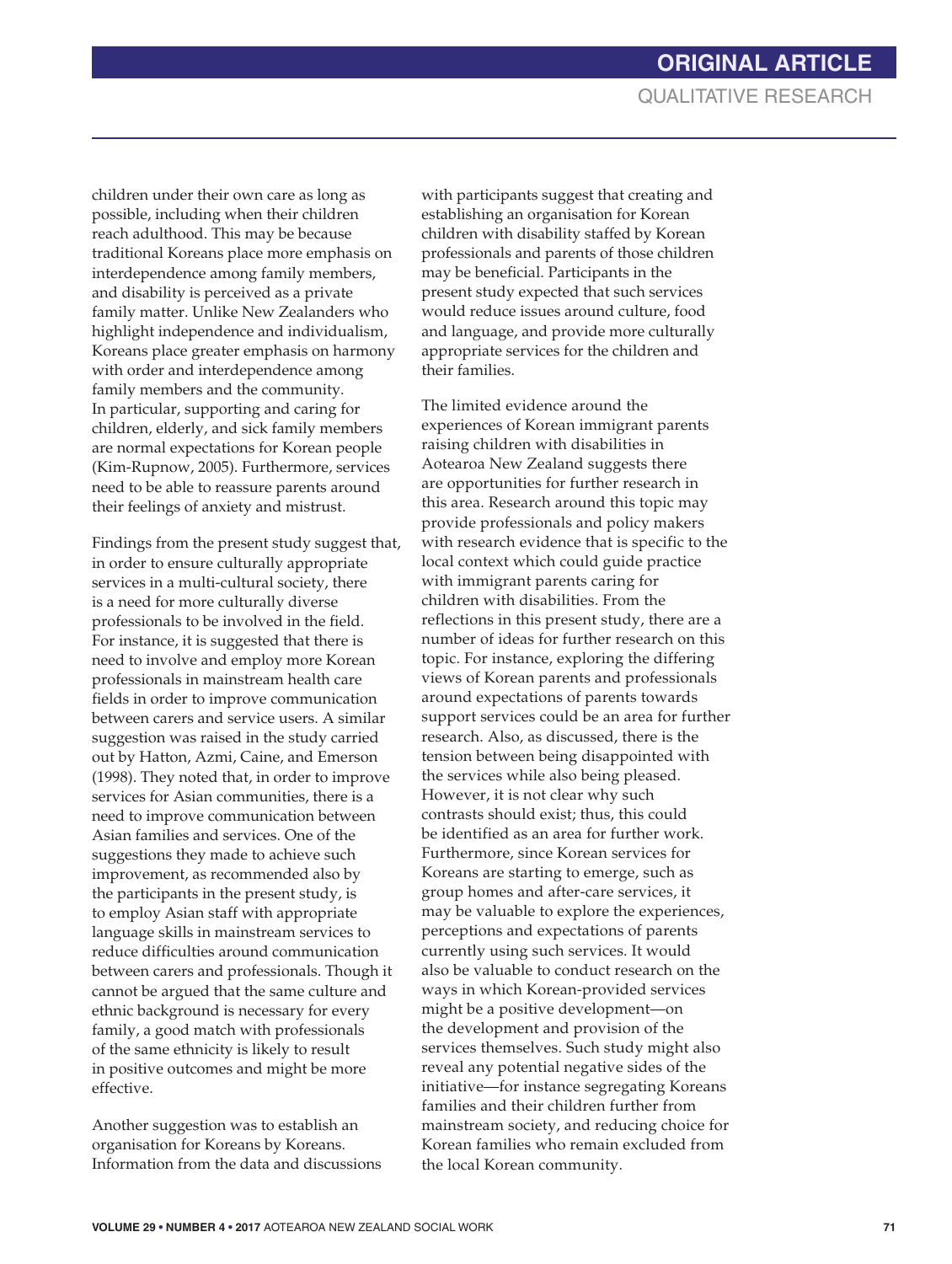children under their own care as long as possible, including when their children reach adulthood. This may be because traditional Koreans place more emphasis on interdependence among family members, and disability is perceived as a private family matter. Unlike New Zealanders who highlight independence and individualism, Koreans place greater emphasis on harmony with order and interdependence among family members and the community. In particular, supporting and caring for children, elderly, and sick family members are normal expectations for Korean people (Kim-Rupnow, 2005). Furthermore, services need to be able to reassure parents around their feelings of anxiety and mistrust.

Findings from the present study suggest that, in order to ensure culturally appropriate services in a multi-cultural society, there is a need for more culturally diverse professionals to be involved in the field. For instance, it is suggested that there is need to involve and employ more Korean professionals in mainstream health care fields in order to improve communication between carers and service users. A similar suggestion was raised in the study carried out by Hatton, Azmi, Caine, and Emerson (1998). They noted that, in order to improve services for Asian communities, there is a need to improve communication between Asian families and services. One of the suggestions they made to achieve such improvement, as recommended also by the participants in the present study, is to employ Asian staff with appropriate language skills in mainstream services to reduce difficulties around communication between carers and professionals. Though it cannot be argued that the same culture and ethnic background is necessary for every family, a good match with professionals of the same ethnicity is likely to result in positive outcomes and might be more effective.

Another suggestion was to establish an organisation for Koreans by Koreans. Information from the data and discussions with participants suggest that creating and establishing an organisation for Korean children with disability staffed by Korean professionals and parents of those children may be beneficial. Participants in the present study expected that such services would reduce issues around culture, food and language, and provide more culturally appropriate services for the children and their families.

The limited evidence around the experiences of Korean immigrant parents raising children with disabilities in Aotearoa New Zealand suggests there are opportunities for further research in this area. Research around this topic may provide professionals and policy makers with research evidence that is specific to the local context which could guide practice with immigrant parents caring for children with disabilities. From the reflections in this present study, there are a number of ideas for further research on this topic. For instance, exploring the differing views of Korean parents and professionals around expectations of parents towards support services could be an area for further research. Also, as discussed, there is the tension between being disappointed with the services while also being pleased. However, it is not clear why such contrasts should exist; thus, this could be identified as an area for further work. Furthermore, since Korean services for Koreans are starting to emerge, such as group homes and after-care services, it may be valuable to explore the experiences, perceptions and expectations of parents currently using such services. It would also be valuable to conduct research on the ways in which Korean-provided services might be a positive development—on the development and provision of the services themselves. Such study might also reveal any potential negative sides of the initiative—for instance segregating Koreans families and their children further from mainstream society, and reducing choice for Korean families who remain excluded from the local Korean community.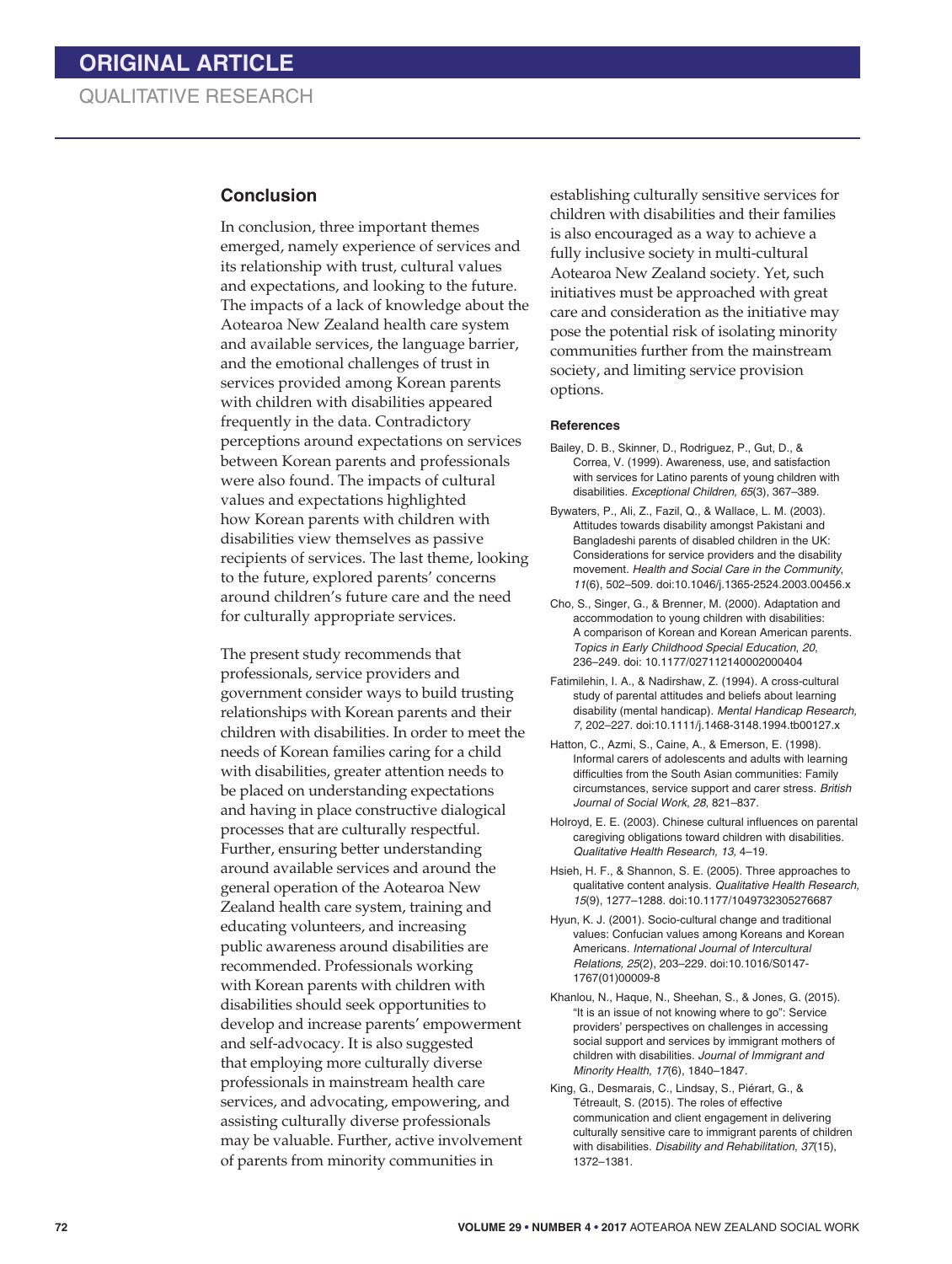## Conclusion

In conclusion, three important themes emerged, namely experience of services and its relationship with trust, cultural values and expectations, and looking to the future. The impacts of a lack of knowledge about the Aotearoa New Zealand health care system and available services, the language barrier, and the emotional challenges of trust in services provided among Korean parents with children with disabilities appeared frequently in the data. Contradictory perceptions around expectations on services between Korean parents and professionals were also found. The impacts of cultural values and expectations highlighted how Korean parents with children with disabilities view themselves as passive recipients of services. The last theme, looking to the future, explored parents' concerns around children's future care and the need for culturally appropriate services.

The present study recommends that professionals, service providers and government consider ways to build trusting relationships with Korean parents and their children with disabilities. In order to meet the needs of Korean families caring for a child with disabilities, greater attention needs to be placed on understanding expectations and having in place constructive dialogical processes that are culturally respectful. Further, ensuring better understanding around available services and around the general operation of the Aotearoa New Zealand health care system, training and educating volunteers, and increasing public awareness around disabilities are recommended. Professionals working with Korean parents with children with disabilities should seek opportunities to develop and increase parents' empowerment and self-advocacy. It is also suggested that employing more culturally diverse professionals in mainstream health care services, and advocating, empowering, and assisting culturally diverse professionals may be valuable. Further, active involvement of parents from minority communities in establishing culturally sensitive services for children with disabilities and their families is also encouraged as a way to achieve a fully inclusive society in multi-cultural Aotearoa New Zealand society. Yet, such initiatives must be approached with great care and consideration as the initiative may pose the potential risk of isolating minority communities further from the mainstream society, and limiting service provision options.

### References

Bailey, D. B., Skinner, D., Rodriguez, P., Gut, D., & Correa, V. (1999). Awareness, use, and satisfaction with services for Latino parents of young children with disabilities. *Exceptional Children, 65*(3), 367–389.

Bywaters, P., Ali, Z., Fazil, Q., & Wallace, L. M. (2003). Attitudes towards disability amongst Pakistani and Bangladeshi parents of disabled children in the UK: Considerations for service providers and the disability movement. *Health and Social Care in the Community*, *11*(6), 502–509. doi:10.1046/j.1365-2524.2003.00456.x

Cho, S., Singer, G., & Brenner, M. (2000). Adaptation and accommodation to young children with disabilities: A comparison of Korean and Korean American parents. *Topics in Early Childhood Special Education*, *20*, 236–249. doi: 10.1177/027112140002000404

Fatimilehin, I. A., & Nadirshaw, Z. (1994). A cross-cultural study of parental attitudes and beliefs about learning disability (mental handicap). *Mental Handicap Research, 7*, 202–227. doi:10.1111/j.1468-3148.1994.tb00127.x

Hatton, C., Azmi, S., Caine, A., & Emerson, E. (1998). Informal carers of adolescents and adults with learning difficulties from the South Asian communities: Family circumstances, service support and carer stress. *British Journal of Social Work*, *28*, 821–837.

Holroyd, E. E. (2003). Chinese cultural influences on parental caregiving obligations toward children with disabilities. *Qualitative Health Research, 13*, 4–19.

Hsieh, H. F., & Shannon, S. E. (2005). Three approaches to qualitative content analysis. *Qualitative Health Research, 15*(9), 1277–1288. doi:10.1177/1049732305276687

Hyun, K. J. (2001). Socio-cultural change and traditional values: Confucian values among Koreans and Korean Americans. *International Journal of Intercultural Relations, 25*(2), 203–229. doi:10.1016/S0147-1767(01)00009-8

Khanlou, N., Haque, N., Sheehan, S., & Jones, G. (2015). "It is an issue of not knowing where to go": Service providers' perspectives on challenges in accessing social support and services by immigrant mothers of children with disabilities. *Journal of Immigrant and Minority Health*, *17*(6), 1840–1847.

King, G., Desmarais, C., Lindsay, S., Piérart, G., & Tétreault, S. (2015). The roles of effective communication and client engagement in delivering culturally sensitive care to immigrant parents of children with disabilities. *Disability and Rehabilitation*, *37*(15), 1372–1381.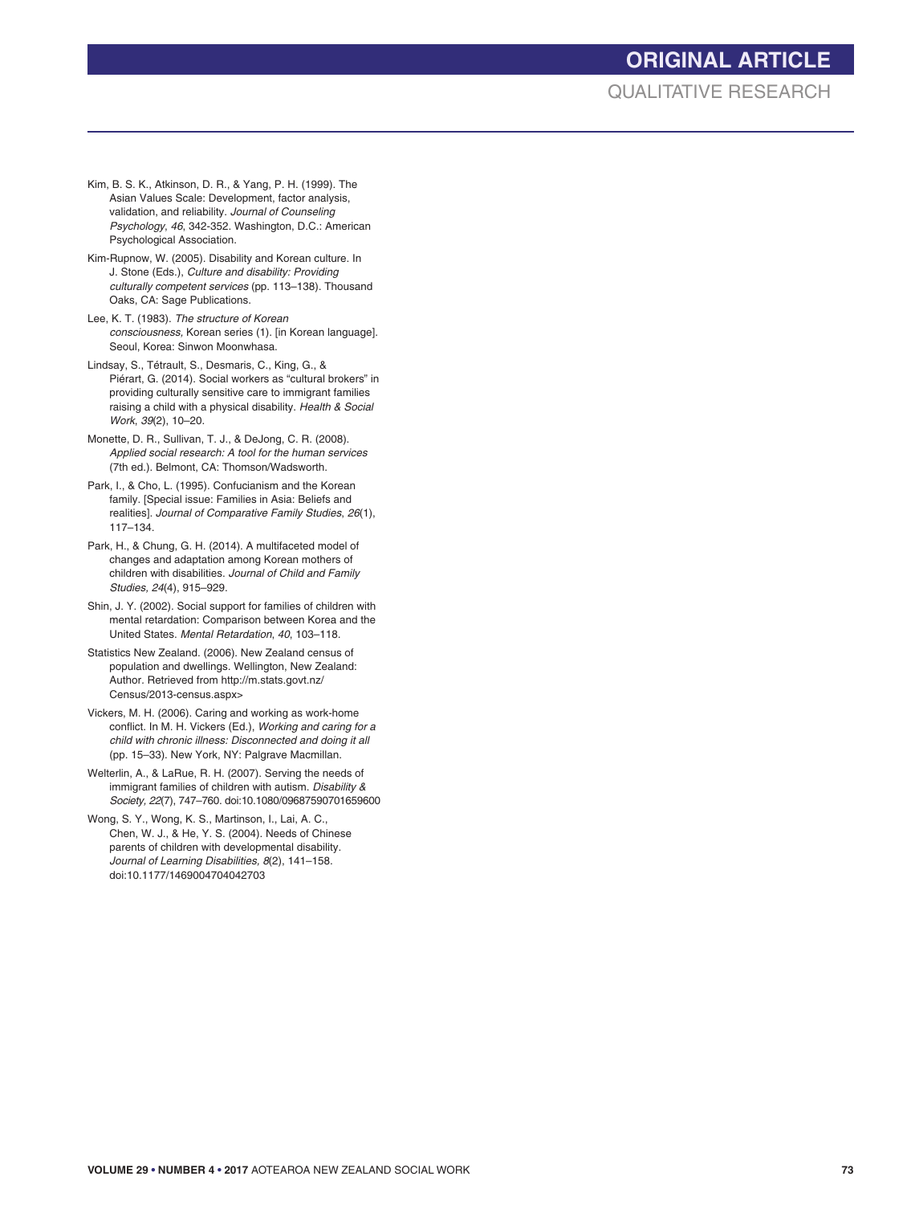Kim, B. S. K., Atkinson, D. R., & Yang, P. H. (1999). The Asian Values Scale: Development, factor analysis, validation, and reliability. *Journal of Counseling Psychology*, *46*, 342-352. Washington, D.C.: American Psychological Association.

Kim-Rupnow, W. (2005). Disability and Korean culture. In J. Stone (Eds.), *Culture and disability: Providing culturally competent services* (pp. 113–138). Thousand Oaks, CA: Sage Publications.

Lee, K. T. (1983). *The structure of Korean consciousness,* Korean series (1). [in Korean language]. Seoul, Korea: Sinwon Moonwhasa.

Lindsay, S., Tétrault, S., Desmaris, C., King, G., & Piérart, G. (2014). Social workers as "cultural brokers" in providing culturally sensitive care to immigrant families raising a child with a physical disability. *Health & Social Work*, *39*(2), 10–20.

Monette, D. R., Sullivan, T. J., & DeJong, C. R. (2008). *Applied social research: A tool for the human services* (7th ed.). Belmont, CA: Thomson/Wadsworth.

Park, I., & Cho, L. (1995). Confucianism and the Korean family. [Special issue: Families in Asia: Beliefs and realities]. *Journal of Comparative Family Studies*, *26*(1), 117–134.

Park, H., & Chung, G. H. (2014). A multifaceted model of changes and adaptation among Korean mothers of children with disabilities. *Journal of Child and Family Studies, 24*(4), 915–929.

Shin, J. Y. (2002). Social support for families of children with mental retardation: Comparison between Korea and the United States. *Mental Retardation*, *40*, 103–118.

Statistics New Zealand. (2006). New Zealand census of population and dwellings. Wellington, New Zealand: Author. Retrieved from http://m.stats.govt.nz/Census/2013-census.aspx>

Vickers, M. H. (2006). Caring and working as work-home conflict. In M. H. Vickers (Ed.), *Working and caring for a child with chronic illness: Disconnected and doing it all* (pp. 15–33). New York, NY: Palgrave Macmillan.

Welterlin, A., & LaRue, R. H. (2007). Serving the needs of immigrant families of children with autism. *Disability & Society, 22*(7), 747–760. doi:10.1080/09687590701659600

Wong, S. Y., Wong, K. S., Martinson, I., Lai, A. C., Chen, W. J., & He, Y. S. (2004). Needs of Chinese parents of children with developmental disability. *Journal of Learning Disabilities, 8*(2), 141–158. doi:10.1177/1469004704042703